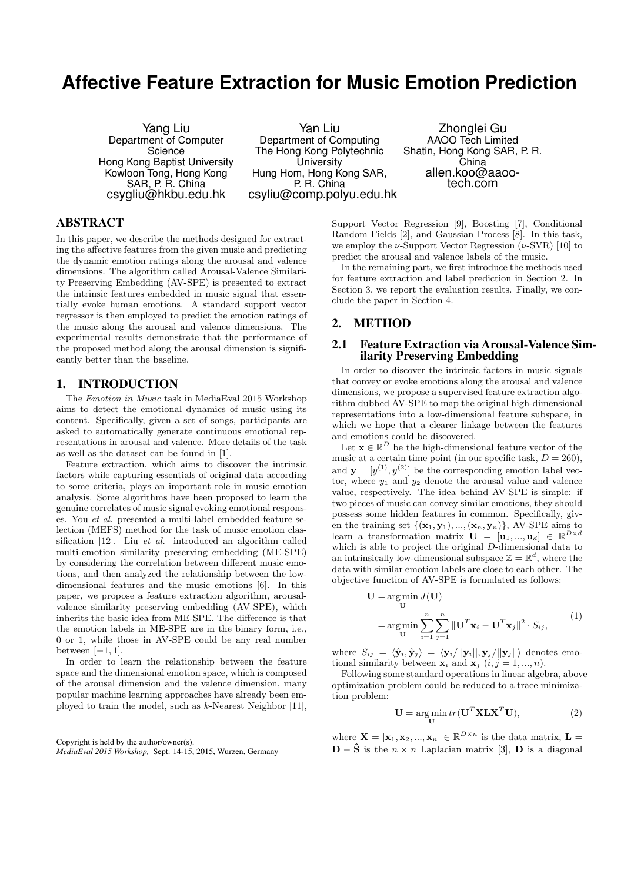# Affective Feature Extraction for Music Emotion Prediction

Yang Liu
Department of Computer Science
Hong Kong Baptist University
Kowloon Tong, Hong Kong SAR, P. R. China
csygliu@hkbu.edu.hk

Yan Liu
Department of Computing
The Hong Kong Polytechnic University
Hung Hom, Hong Kong SAR, P. R. China
csyliu@comp.polyu.edu.hk

Zhonglei Gu
AAOO Tech Limited
Shatin, Hong Kong SAR, P. R. China
allen.koo@aaoo-tech.com

## ABSTRACT

In this paper, we describe the methods designed for extracting the affective features from the given music and predicting the dynamic emotion ratings along the arousal and valence dimensions. The algorithm called Arousal-Valence Similarity Preserving Embedding (AV-SPE) is presented to extract the intrinsic features embedded in music signal that essentially evoke human emotions. A standard support vector regressor is then employed to predict the emotion ratings of the music along the arousal and valence dimensions. The experimental results demonstrate that the performance of the proposed method along the arousal dimension is significantly better than the baseline.

## 1. INTRODUCTION

The *Emotion in Music* task in MediaEval 2015 Workshop aims to detect the emotional dynamics of music using its content. Specifically, given a set of songs, participants are asked to automatically generate continuous emotional representations in arousal and valence. More details of the task as well as the dataset can be found in [1].

Feature extraction, which aims to discover the intrinsic factors while capturing essentials of original data according to some criteria, plays an important role in music emotion analysis. Some algorithms have been proposed to learn the genuine correlates of music signal evoking emotional responses. You *et al.* presented a multi-label embedded feature selection (MEFS) method for the task of music emotion classification [12]. Liu *et al.* introduced an algorithm called multi-emotion similarity preserving embedding (ME-SPE) by considering the correlation between different music emotions, and then analyzed the relationship between the low-dimensional features and the music emotions [6]. In this paper, we propose a feature extraction algorithm, arousal-valence similarity preserving embedding (AV-SPE), which inherits the basic idea from ME-SPE. The difference is that the emotion labels in ME-SPE are in the binary form, i.e., 0 or 1, while those in AV-SPE could be any real number between $[-1, 1]$.

In order to learn the relationship between the feature space and the dimensional emotion space, which is composed of the arousal dimension and the valence dimension, many popular machine learning approaches have already been employed to train the model, such as $k$-Nearest Neighbor [11], Support Vector Regression [9], Boosting [7], Conditional Random Fields [2], and Gaussian Process [8]. In this task, we employ the $\nu$-Support Vector Regression ($\nu$-SVR) [10] to predict the arousal and valence labels of the music.

In the remaining part, we first introduce the methods used for feature extraction and label prediction in Section 2. In Section 3, we report the evaluation results. Finally, we conclude the paper in Section 4.

Copyright is held by the author/owner(s).
*MediaEval 2015 Workshop,* Sept. 14-15, 2015, Wurzen, Germany

## 2. METHOD

### 2.1 Feature Extraction via Arousal-Valence Similarity Preserving Embedding

In order to discover the intrinsic factors in music signals that convey or evoke emotions along the arousal and valence dimensions, we propose a supervised feature extraction algorithm dubbed AV-SPE to map the original high-dimensional representations into a low-dimensional feature subspace, in which we hope that a clearer linkage between the features and emotions could be discovered.

Let $\mathbf{x} \in \mathbb{R}^D$ be the high-dimensional feature vector of the music at a certain time point (in our specific task, $D = 260$), and $\mathbf{y} = [y^{(1)}, y^{(2)}]$ be the corresponding emotion label vector, where $y_1$ and $y_2$ denote the arousal value and valence value, respectively. The idea behind AV-SPE is simple: if two pieces of music can convey similar emotions, they should possess some hidden features in common. Specifically, given the training set $\{(\mathbf{x}_1, \mathbf{y}_1), ..., (\mathbf{x}_n, \mathbf{y}_n)\}$, AV-SPE aims to learn a transformation matrix $\mathbf{U} = [\mathbf{u}_1, ..., \mathbf{u}_d] \in \mathbb{R}^{D\times d}$ which is able to project the original $D$-dimensional data to an intrinsically low-dimensional subspace $\mathbb{Z} = \mathbb{R}^d$, where the data with similar emotion labels are close to each other. The objective function of AV-SPE is formulated as follows:

$$
\begin{aligned}
\mathbf{U} &= \arg\min_{\mathbf{U}} J(\mathbf{U}) \\
&= \arg\min_{\mathbf{U}} \sum_{i=1}^{n}\sum_{j=1}^{n} \|\mathbf{U}^T\mathbf{x}_i - \mathbf{U}^T\mathbf{x}_j\|^2 \cdot S_{ij},
\end{aligned}
\tag{1}
$$

where $S_{ij} = \langle \hat{\mathbf{y}}_i, \hat{\mathbf{y}}_j \rangle = \langle \mathbf{y}_i/||\mathbf{y}_i||, \mathbf{y}_j/||\mathbf{y}_j|| \rangle$ denotes emotional similarity between $\mathbf{x}_i$ and $\mathbf{x}_j$ $(i, j = 1, ..., n)$.

Following some standard operations in linear algebra, above optimization problem could be reduced to a trace minimization problem:

$$
\mathbf{U} = \arg\min_{\mathbf{U}} tr(\mathbf{U}^T\mathbf{X}\mathbf{L}\mathbf{X}^T\mathbf{U}), \tag{2}
$$

where $\mathbf{X} = [\mathbf{x}_1, \mathbf{x}_2, ..., \mathbf{x}_n] \in \mathbb{R}^{D\times n}$ is the data matrix, $\mathbf{L} = \mathbf{D} - \hat{\mathbf{S}}$ is the $n \times n$ Laplacian matrix [3], $\mathbf{D}$ is a diagonal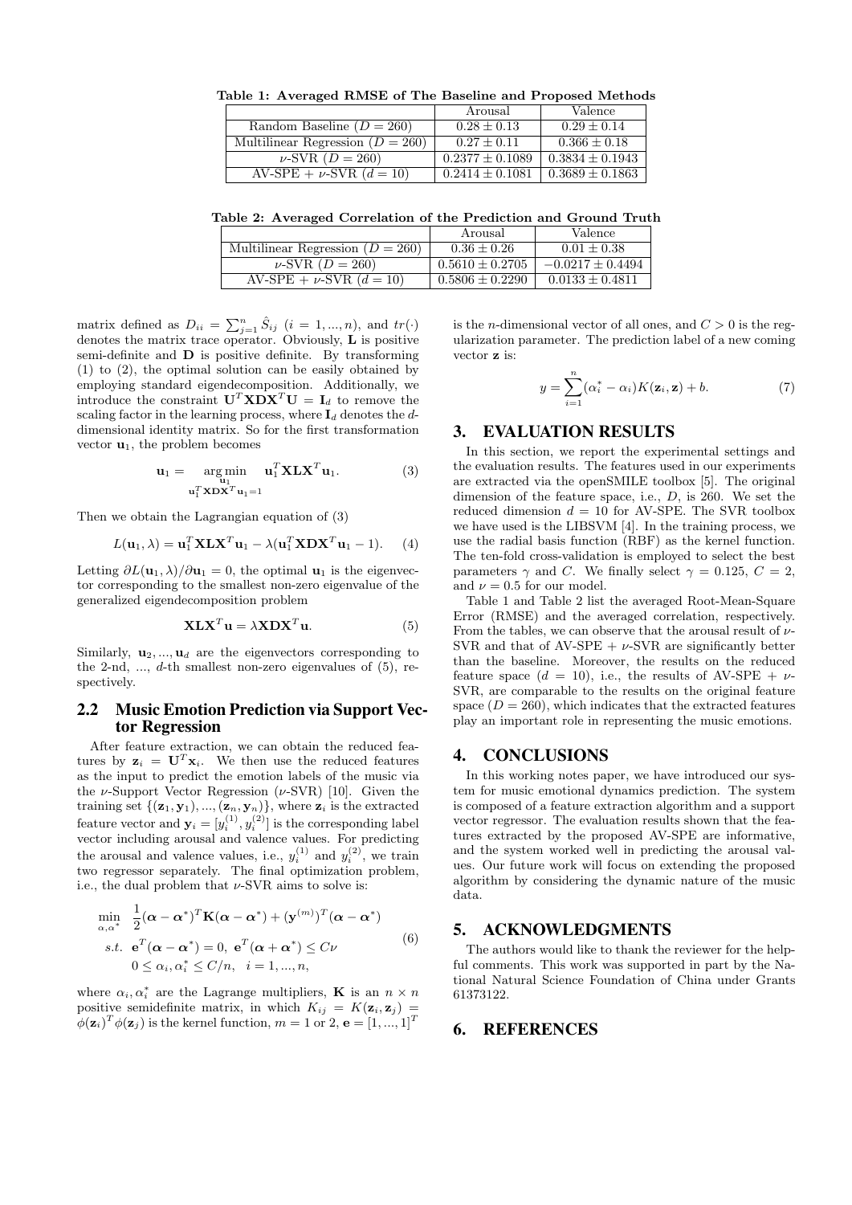**Table 1: Averaged RMSE of The Baseline and Proposed Methods**

| | Arousal | Valence |
|---|---|---|
| Random Baseline ($D = 260$) | $0.28 \pm 0.13$ | $0.29 \pm 0.14$ |
| Multilinear Regression ($D = 260$) | $0.27 \pm 0.11$ | $0.366 \pm 0.18$ |
| $\nu$-SVR ($D = 260$) | $0.2377 \pm 0.1089$ | $0.3834 \pm 0.1943$ |
| AV-SPE + $\nu$-SVR ($d = 10$) | $0.2414 \pm 0.1081$ | $0.3689 \pm 0.1863$ |

**Table 2: Averaged Correlation of the Prediction and Ground Truth**

| | Arousal | Valence |
|---|---|---|
| Multilinear Regression ($D = 260$) | $0.36 \pm 0.26$ | $0.01 \pm 0.38$ |
| $\nu$-SVR ($D = 260$) | $0.5610 \pm 0.2705$ | $-0.0217 \pm 0.4494$ |
| AV-SPE + $\nu$-SVR ($d = 10$) | $0.5806 \pm 0.2290$ | $0.0133 \pm 0.4811$ |

matrix defined as $D_{ii} = \sum_{j=1}^{n} \hat{S}_{ij}$ $(i = 1, ..., n)$, and $tr(\cdot)$ denotes the matrix trace operator. Obviously, $\mathbf{L}$ is positive semi-definite and $\mathbf{D}$ is positive definite. By transforming (1) to (2), the optimal solution can be easily obtained by employing standard eigendecomposition. Additionally, we introduce the constraint $\mathbf{U}^T\mathbf{X}\mathbf{D}\mathbf{X}^T\mathbf{U} = \mathbf{I}_d$ to remove the scaling factor in the learning process, where $\mathbf{I}_d$ denotes the $d$-dimensional identity matrix. So for the first transformation vector $\mathbf{u}_1$, the problem becomes

$$\mathbf{u}_1 = \underset{\substack{\mathbf{u}_1 \\ \mathbf{u}_1^T\mathbf{X}\mathbf{D}\mathbf{X}^T\mathbf{u}_1=1}}{\arg\min} \quad \mathbf{u}_1^T\mathbf{X}\mathbf{L}\mathbf{X}^T\mathbf{u}_1. \tag{3}$$

Then we obtain the Lagrangian equation of (3)

$$L(\mathbf{u}_1, \lambda) = \mathbf{u}_1^T\mathbf{X}\mathbf{L}\mathbf{X}^T\mathbf{u}_1 - \lambda(\mathbf{u}_1^T\mathbf{X}\mathbf{D}\mathbf{X}^T\mathbf{u}_1 - 1). \tag{4}$$

Letting $\partial L(\mathbf{u}_1, \lambda)/\partial \mathbf{u}_1 = 0$, the optimal $\mathbf{u}_1$ is the eigenvector corresponding to the smallest non-zero eigenvalue of the generalized eigendecomposition problem

$$\mathbf{X}\mathbf{L}\mathbf{X}^T\mathbf{u} = \lambda\mathbf{X}\mathbf{D}\mathbf{X}^T\mathbf{u}. \tag{5}$$

Similarly, $\mathbf{u}_2, ..., \mathbf{u}_d$ are the eigenvectors corresponding to the 2-nd, ..., $d$-th smallest non-zero eigenvalues of (5), respectively.

## 2.2 Music Emotion Prediction via Support Vector Regression

After feature extraction, we can obtain the reduced features by $\mathbf{z}_i = \mathbf{U}^T\mathbf{x}_i$. We then use the reduced features as the input to predict the emotion labels of the music via the $\nu$-Support Vector Regression ($\nu$-SVR) [10]. Given the training set $\{(\mathbf{z}_1, \mathbf{y}_1), ..., (\mathbf{z}_n, \mathbf{y}_n)\}$, where $\mathbf{z}_i$ is the extracted feature vector and $\mathbf{y}_i = [y_i^{(1)}, y_i^{(2)}]$ is the corresponding label vector including arousal and valence values. For predicting the arousal and valence values, i.e., $y_i^{(1)}$ and $y_i^{(2)}$, we train two regressor separately. The final optimization problem, i.e., the dual problem that $\nu$-SVR aims to solve is:

$$\begin{aligned} \min_{\alpha, \alpha^*} \quad & \frac{1}{2}(\boldsymbol{\alpha} - \boldsymbol{\alpha}^*)^T\mathbf{K}(\boldsymbol{\alpha} - \boldsymbol{\alpha}^*) + (\mathbf{y}^{(m)})^T(\boldsymbol{\alpha} - \boldsymbol{\alpha}^*) \\ s.t. \quad & \mathbf{e}^T(\boldsymbol{\alpha} - \boldsymbol{\alpha}^*) = 0, \ \mathbf{e}^T(\boldsymbol{\alpha} + \boldsymbol{\alpha}^*) \leq C\nu \\ & 0 \leq \alpha_i, \alpha_i^* \leq C/n, \quad i = 1, ..., n, \end{aligned} \tag{6}$$

where $\alpha_i, \alpha_i^*$ are the Lagrange multipliers, $\mathbf{K}$ is an $n \times n$ positive semidefinite matrix, in which $K_{ij} = K(\mathbf{z}_i, \mathbf{z}_j) = \phi(\mathbf{z}_i)^T\phi(\mathbf{z}_j)$ is the kernel function, $m = 1$ or $2$, $\mathbf{e} = [1, ..., 1]^T$ is the $n$-dimensional vector of all ones, and $C > 0$ is the regularization parameter. The prediction label of a new coming vector $\mathbf{z}$ is:

$$y = \sum_{i=1}^{n}(\alpha_i^* - \alpha_i)K(\mathbf{z}_i, \mathbf{z}) + b. \tag{7}$$

# 3. EVALUATION RESULTS

In this section, we report the experimental settings and the evaluation results. The features used in our experiments are extracted via the openSMILE toolbox [5]. The original dimension of the feature space, i.e., $D$, is 260. We set the reduced dimension $d = 10$ for AV-SPE. The SVR toolbox we have used is the LIBSVM [4]. In the training process, we use the radial basis function (RBF) as the kernel function. The ten-fold cross-validation is employed to select the best parameters $\gamma$ and $C$. We finally select $\gamma = 0.125$, $C = 2$, and $\nu = 0.5$ for our model.

Table 1 and Table 2 list the averaged Root-Mean-Square Error (RMSE) and the averaged correlation, respectively. From the tables, we can observe that the arousal result of $\nu$-SVR and that of AV-SPE + $\nu$-SVR are significantly better than the baseline. Moreover, the results on the reduced feature space ($d = 10$), i.e., the results of AV-SPE + $\nu$-SVR, are comparable to the results on the original feature space ($D = 260$), which indicates that the extracted features play an important role in representing the music emotions.

# 4. CONCLUSIONS

In this working notes paper, we have introduced our system for music emotional dynamics prediction. The system is composed of a feature extraction algorithm and a support vector regressor. The evaluation results shown that the features extracted by the proposed AV-SPE are informative, and the system worked well in predicting the arousal values. Our future work will focus on extending the proposed algorithm by considering the dynamic nature of the music data.

# 5. ACKNOWLEDGMENTS

The authors would like to thank the reviewer for the helpful comments. This work was supported in part by the National Natural Science Foundation of China under Grants 61373122.

# 6. REFERENCES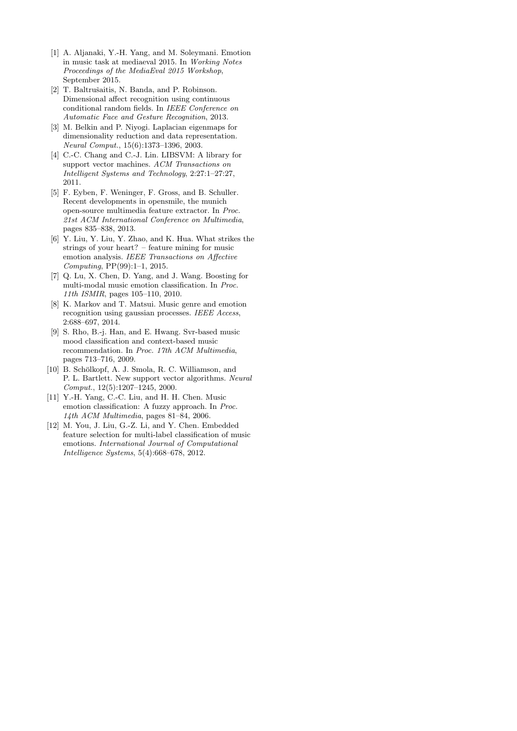- [1] A. Aljanaki, Y.-H. Yang, and M. Soleymani. Emotion in music task at mediaeval 2015. In *Working Notes Proceedings of the MediaEval 2015 Workshop*, September 2015.
- [2] T. Baltrušaitis, N. Banda, and P. Robinson. Dimensional affect recognition using continuous conditional random fields. In *IEEE Conference on Automatic Face and Gesture Recognition*, 2013.
- [3] M. Belkin and P. Niyogi. Laplacian eigenmaps for dimensionality reduction and data representation. *Neural Comput.*, 15(6):1373–1396, 2003.
- [4] C.-C. Chang and C.-J. Lin. LIBSVM: A library for support vector machines. *ACM Transactions on Intelligent Systems and Technology*, 2:27:1–27:27, 2011.
- [5] F. Eyben, F. Weninger, F. Gross, and B. Schuller. Recent developments in opensmile, the munich open-source multimedia feature extractor. In *Proc. 21st ACM International Conference on Multimedia*, pages 835–838, 2013.
- [6] Y. Liu, Y. Liu, Y. Zhao, and K. Hua. What strikes the strings of your heart? – feature mining for music emotion analysis. *IEEE Transactions on Affective Computing*, PP(99):1–1, 2015.
- [7] Q. Lu, X. Chen, D. Yang, and J. Wang. Boosting for multi-modal music emotion classification. In *Proc. 11th ISMIR*, pages 105–110, 2010.
- [8] K. Markov and T. Matsui. Music genre and emotion recognition using gaussian processes. *IEEE Access*, 2:688–697, 2014.
- [9] S. Rho, B.-j. Han, and E. Hwang. Svr-based music mood classification and context-based music recommendation. In *Proc. 17th ACM Multimedia*, pages 713–716, 2009.
- [10] B. Schölkopf, A. J. Smola, R. C. Williamson, and P. L. Bartlett. New support vector algorithms. *Neural Comput.*, 12(5):1207–1245, 2000.
- [11] Y.-H. Yang, C.-C. Liu, and H. H. Chen. Music emotion classification: A fuzzy approach. In *Proc. 14th ACM Multimedia*, pages 81–84, 2006.
- [12] M. You, J. Liu, G.-Z. Li, and Y. Chen. Embedded feature selection for multi-label classification of music emotions. *International Journal of Computational Intelligence Systems*, 5(4):668–678, 2012.